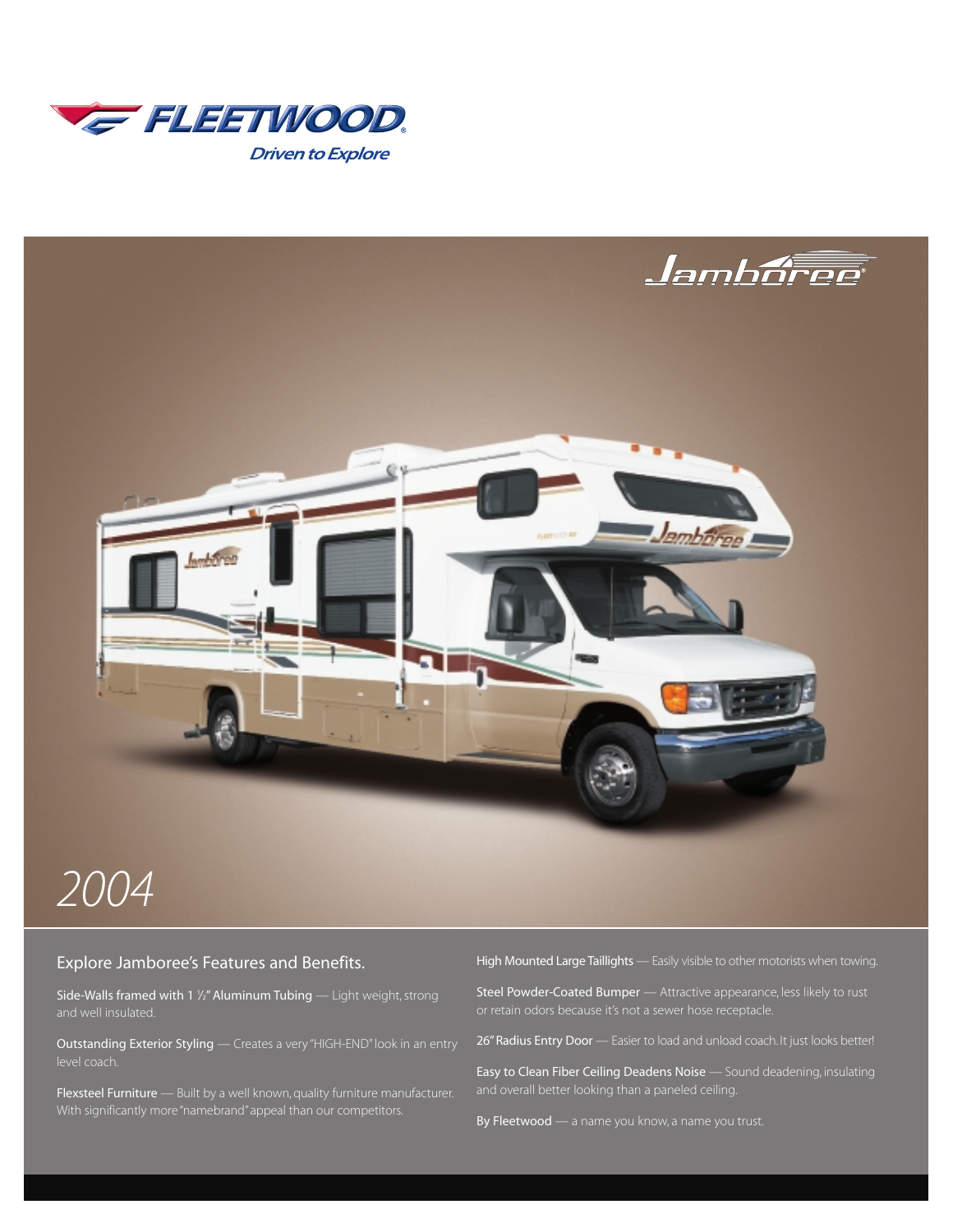FLEETWOOD

*Driven to Explore*

Jamboree®

*2004*

## Explore Jamboree's Features and Benefits.

**Side-Walls framed with 1 ½" Aluminum Tubing** — Light weight, strong and well insulated.

**Outstanding Exterior Styling** — Creates a very "HIGH-END" look in an entry level coach.

**Flexsteel Furniture** — Built by a well known, quality furniture manufacturer. With significantly more "namebrand" appeal than our competitors.

**High Mounted Large Taillights** — Easily visible to other motorists when towing.

**Steel Powder-Coated Bumper** — Attractive appearance, less likely to rust or retain odors because it's not a sewer hose receptacle.

**26" Radius Entry Door** — Easier to load and unload coach. It just looks better!

**Easy to Clean Fiber Ceiling Deadens Noise** — Sound deadening, insulating and overall better looking than a paneled ceiling.

**By Fleetwood** — a name you know, a name you trust.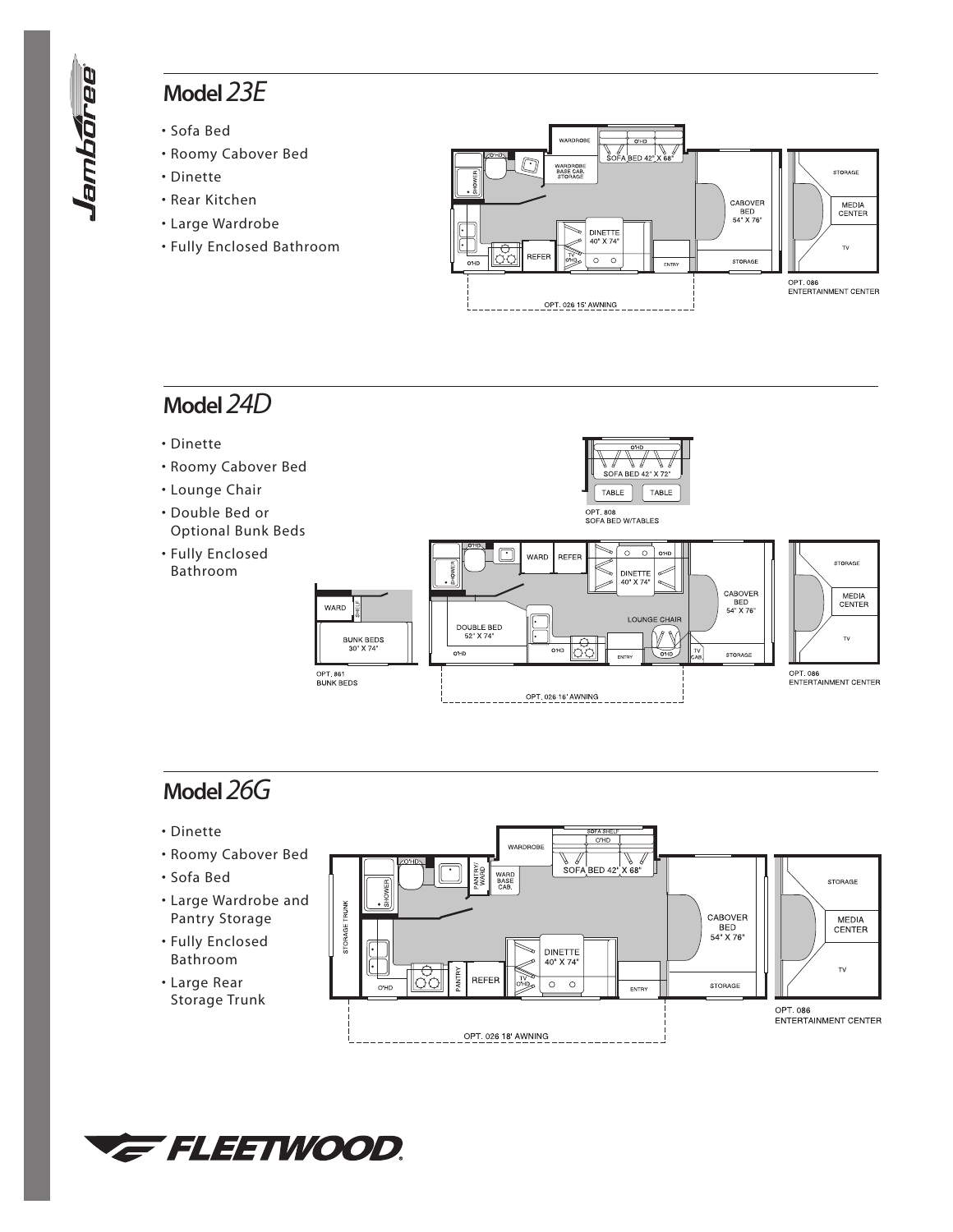## Model *23E*

- Sofa Bed
- Roomy Cabover Bed
- Dinette
- Rear Kitchen
- Large Wardrobe
- Fully Enclosed Bathroom

WARDROBE
O'HD
SOFA BED 42" X 68"
WARDROBE BASE CAB. STORAGE
SHOWER
CABOVER BED 54" X 76"
DINETTE 40" X 74"
REFER
TV O'HD
O'HD
ENTRY
STORAGE
OPT. 026 15' AWNING

STORAGE
MEDIA CENTER
TV
OPT. 086 ENTERTAINMENT CENTER

## Model *24D*

- Dinette
- Roomy Cabover Bed
- Lounge Chair
- Double Bed or Optional Bunk Beds
- Fully Enclosed Bathroom

O'HD
SOFA BED 42" X 72"
TABLE
TABLE
OPT. 808 SOFA BED W/TABLES

WARD
SHELF
BUNK BEDS 30" X 74"
OPT. 861 BUNK BEDS

O'HD
SHOWER
WARD
REFER
O'HD
DINETTE 40" X 74"
CABOVER BED 54" X 76"
DOUBLE BED 52" X 74"
LOUNGE CHAIR
O'HD
ENTRY
TV CAB.
STORAGE
OPT. 026 16' AWNING

STORAGE
MEDIA CENTER
TV
OPT. 086 ENTERTAINMENT CENTER

## Model *26G*

- Dinette
- Roomy Cabover Bed
- Sofa Bed
- Large Wardrobe and Pantry Storage
- Fully Enclosed Bathroom
- Large Rear Storage Trunk

SOFA SHELF
O'HD
WARDROBE
O'HD
PANTRY/ WARD
WARD BASE CAB.
SOFA BED 42" X 68"
SHOWER
STORAGE TRUNK
CABOVER BED 54" X 76"
DINETTE 40" X 74"
PANTRY
REFER
TV O'HD
O'HD
ENTRY
STORAGE
OPT. 026 18' AWNING

STORAGE
MEDIA CENTER
TV
OPT. 086 ENTERTAINMENT CENTER

FLEETWOOD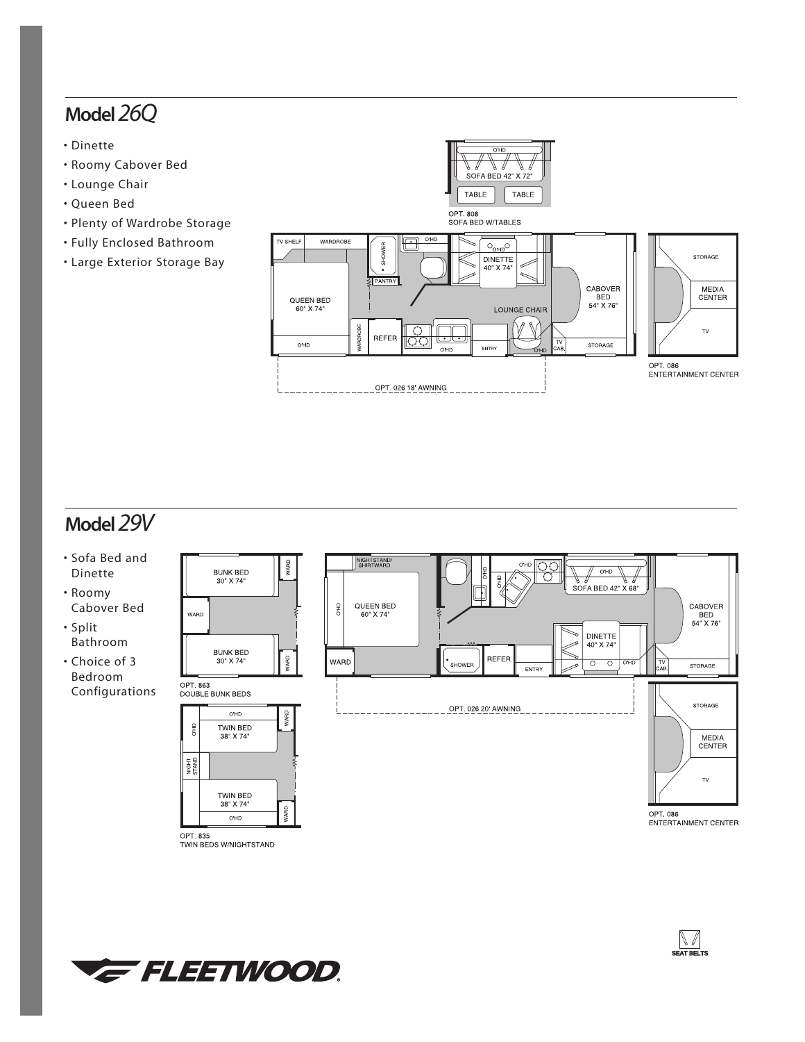## Model *26Q*

- Dinette
- Roomy Cabover Bed
- Lounge Chair
- Queen Bed
- Plenty of Wardrobe Storage
- Fully Enclosed Bathroom
- Large Exterior Storage Bay

O'HD
SOFA BED 42" X 72"
TABLE TABLE
OPT. 808
SOFA BED W/TABLES

TV SHELF WARDROBE SHOWER O'HD PANTRY O'HD DINETTE 40" X 74" CABOVER BED 54" X 76" QUEEN BED 60" X 74" LOUNGE CHAIR O'HD WARDROBE REFER O'HD ENTRY O'HD TV CAB. STORAGE

OPT. 026 18' AWNING

STORAGE
MEDIA CENTER
TV
OPT. 086
ENTERTAINMENT CENTER

## Model *29V*

- Sofa Bed and Dinette
- Roomy Cabover Bed
- Split Bathroom
- Choice of 3 Bedroom Configurations

BUNK BED 30" X 74"
WARD
WARD
BUNK BED 30" X 74"
WARD
OPT. 863
DOUBLE BUNK BEDS

O'HD
O'HD
TWIN BED 38" X 74"
WARD
NIGHT STAND
TWIN BED 38" X 74"
O'HD
WARD
OPT. 835
TWIN BEDS W/NIGHTSTAND

NIGHTSTAND/ SHIRTWARD O'HD O'HD O'HD O'HD SOFA BED 42" X 68" QUEEN BED 60" X 74" O'HD CABOVER BED 54" X 76" DINETTE 40" X 74" WARD SHOWER REFER ENTRY O'HD TV CAB. STORAGE

OPT. 026 20' AWNING

STORAGE
MEDIA CENTER
TV
OPT. 086
ENTERTAINMENT CENTER

FLEETWOOD

SEAT BELTS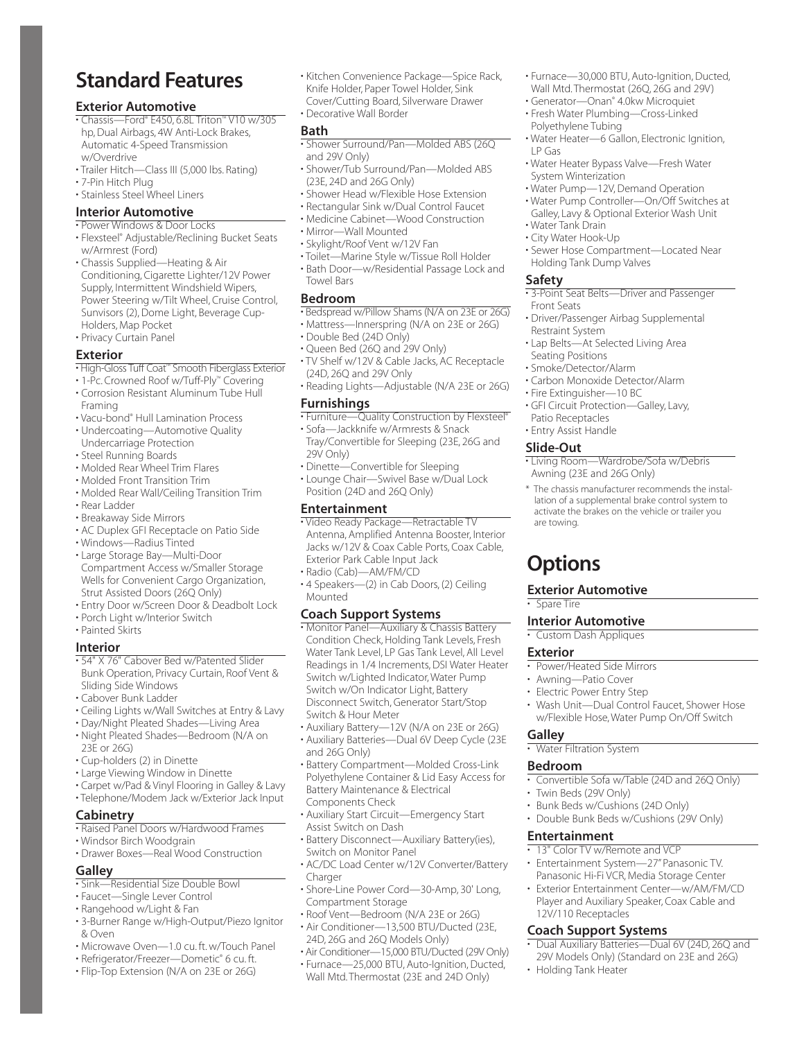# Standard Features

### Exterior Automotive

- Chassis—Ford® E450, 6.8L Triton™ V10 w/305 hp, Dual Airbags, 4W Anti-Lock Brakes, Automatic 4-Speed Transmission w/Overdrive
- Trailer Hitch—Class III (5,000 lbs. Rating)
- 7-Pin Hitch Plug
- Stainless Steel Wheel Liners

### Interior Automotive

- Power Windows & Door Locks
- Flexsteel® Adjustable/Reclining Bucket Seats w/Armrest (Ford)
- Chassis Supplied—Heating & Air Conditioning, Cigarette Lighter/12V Power Supply, Intermittent Windshield Wipers, Power Steering w/Tilt Wheel, Cruise Control, Sunvisors (2), Dome Light, Beverage Cup-Holders, Map Pocket
- Privacy Curtain Panel

### Exterior

- High-Gloss Tuff Coat™ Smooth Fiberglass Exterior
- 1-Pc. Crowned Roof w/Tuff-Ply™ Covering
- Corrosion Resistant Aluminum Tube Hull Framing
- Vacu-bond® Hull Lamination Process
- Undercoating—Automotive Quality Undercarriage Protection
- Steel Running Boards
- Molded Rear Wheel Trim Flares
- Molded Front Transition Trim
- Molded Rear Wall/Ceiling Transition Trim
- Rear Ladder
- Breakaway Side Mirrors
- AC Duplex GFI Receptacle on Patio Side
- Windows—Radius Tinted
- Large Storage Bay—Multi-Door Compartment Access w/Smaller Storage Wells for Convenient Cargo Organization, Strut Assisted Doors (26Q Only)
- Entry Door w/Screen Door & Deadbolt Lock
- Porch Light w/Interior Switch
- Painted Skirts

### Interior

- 54" X 76" Cabover Bed w/Patented Slider Bunk Operation, Privacy Curtain, Roof Vent & Sliding Side Windows
- Cabover Bunk Ladder
- Ceiling Lights w/Wall Switches at Entry & Lavy
- Day/Night Pleated Shades—Living Area
- Night Pleated Shades—Bedroom (N/A on 23E or 26G)
- Cup-holders (2) in Dinette
- Large Viewing Window in Dinette
- Carpet w/Pad & Vinyl Flooring in Galley & Lavy
- Telephone/Modem Jack w/Exterior Jack Input

### Cabinetry

- Raised Panel Doors w/Hardwood Frames
- Windsor Birch Woodgrain
- Drawer Boxes—Real Wood Construction

### Galley

- Sink—Residential Size Double Bowl
- Faucet—Single Lever Control
- Rangehood w/Light & Fan
- 3-Burner Range w/High-Output/Piezo Ignitor & Oven
- Microwave Oven—1.0 cu. ft. w/Touch Panel
- Refrigerator/Freezer—Dometic® 6 cu. ft.
- Flip-Top Extension (N/A on 23E or 26G)
- Kitchen Convenience Package—Spice Rack, Knife Holder, Paper Towel Holder, Sink Cover/Cutting Board, Silverware Drawer
- Decorative Wall Border

### Bath

- Shower Surround/Pan—Molded ABS (26Q and 29V Only)
- Shower/Tub Surround/Pan—Molded ABS (23E, 24D and 26G Only)
- Shower Head w/Flexible Hose Extension
- Rectangular Sink w/Dual Control Faucet
- Medicine Cabinet—Wood Construction
- Mirror—Wall Mounted
- Skylight/Roof Vent w/12V Fan
- Toilet—Marine Style w/Tissue Roll Holder
- Bath Door—w/Residential Passage Lock and Towel Bars

### Bedroom

- Bedspread w/Pillow Shams (N/A on 23E or 26G)
- Mattress—Innerspring (N/A on 23E or 26G)
- Double Bed (24D Only)
- Queen Bed (26Q and 29V Only)
- TV Shelf w/12V & Cable Jacks, AC Receptacle (24D, 26Q and 29V Only
- Reading Lights—Adjustable (N/A 23E or 26G)

### Furnishings

- Furniture—Quality Construction by Flexsteel®
- Sofa—Jackknife w/Armrests & Snack Tray/Convertible for Sleeping (23E, 26G and 29V Only)
- Dinette—Convertible for Sleeping
- Lounge Chair—Swivel Base w/Dual Lock Position (24D and 26Q Only)

### Entertainment

- Video Ready Package—Retractable TV Antenna, Amplified Antenna Booster, Interior Jacks w/12V & Coax Cable Ports, Coax Cable, Exterior Park Cable Input Jack
- Radio (Cab)—AM/FM/CD
- 4 Speakers—(2) in Cab Doors, (2) Ceiling Mounted

### Coach Support Systems

- Monitor Panel—Auxiliary & Chassis Battery Condition Check, Holding Tank Levels, Fresh Water Tank Level, LP Gas Tank Level, All Level Readings in 1/4 Increments, DSI Water Heater Switch w/Lighted Indicator, Water Pump Switch w/On Indicator Light, Battery Disconnect Switch, Generator Start/Stop Switch & Hour Meter
- Auxiliary Battery—12V (N/A on 23E or 26G)
- Auxiliary Batteries—Dual 6V Deep Cycle (23E and 26G Only)
- Battery Compartment—Molded Cross-Link Polyethylene Container & Lid Easy Access for Battery Maintenance & Electrical Components Check
- Auxiliary Start Circuit—Emergency Start Assist Switch on Dash
- Battery Disconnect—Auxiliary Battery(ies), Switch on Monitor Panel
- AC/DC Load Center w/12V Converter/Battery Charger
- Shore-Line Power Cord—30-Amp, 30' Long, Compartment Storage
- Roof Vent—Bedroom (N/A 23E or 26G)
- Air Conditioner—13,500 BTU/Ducted (23E, 24D, 26G and 26Q Models Only)
- Air Conditioner—15,000 BTU/Ducted (29V Only)
- Furnace—25,000 BTU, Auto-Ignition, Ducted, Wall Mtd. Thermostat (23E and 24D Only)
- Furnace—30,000 BTU, Auto-Ignition, Ducted, Wall Mtd. Thermostat (26Q, 26G and 29V)
- Generator—Onan® 4.0kw Microquiet
- Fresh Water Plumbing—Cross-Linked Polyethylene Tubing
- Water Heater—6 Gallon, Electronic Ignition, LP Gas
- Water Heater Bypass Valve—Fresh Water System Winterization
- Water Pump—12V, Demand Operation
- Water Pump Controller—On/Off Switches at Galley, Lavy & Optional Exterior Wash Unit
- Water Tank Drain
- City Water Hook-Up
- Sewer Hose Compartment—Located Near Holding Tank Dump Valves

### Safety

- 3-Point Seat Belts—Driver and Passenger Front Seats
- Driver/Passenger Airbag Supplemental Restraint System
- Lap Belts—At Selected Living Area Seating Positions
- Smoke/Detector/Alarm
- Carbon Monoxide Detector/Alarm
- Fire Extinguisher—10 BC
- GFI Circuit Protection—Galley, Lavy, Patio Receptacles
- Entry Assist Handle

### Slide-Out

- Living Room—Wardrobe/Sofa w/Debris Awning (23E and 26G Only)

* The chassis manufacturer recommends the installation of a supplemental brake control system to activate the brakes on the vehicle or trailer you are towing.

# Options

### Exterior Automotive

- Spare Tire

### Interior Automotive

- Custom Dash Appliques

### Exterior

- Power/Heated Side Mirrors
- Awning—Patio Cover
- Electric Power Entry Step
- Wash Unit—Dual Control Faucet, Shower Hose w/Flexible Hose, Water Pump On/Off Switch

### Galley

- Water Filtration System

### Bedroom

- Convertible Sofa w/Table (24D and 26Q Only)
- Twin Beds (29V Only)
- Bunk Beds w/Cushions (24D Only)
- Double Bunk Beds w/Cushions (29V Only)

### Entertainment

- 13" Color TV w/Remote and VCP
- Entertainment System—27" Panasonic TV. Panasonic Hi-Fi VCR, Media Storage Center
- Exterior Entertainment Center—w/AM/FM/CD Player and Auxiliary Speaker, Coax Cable and 12V/110 Receptacles

### Coach Support Systems

- Dual Auxiliary Batteries—Dual 6V (24D, 26Q and 29V Models Only) (Standard on 23E and 26G)
- Holding Tank Heater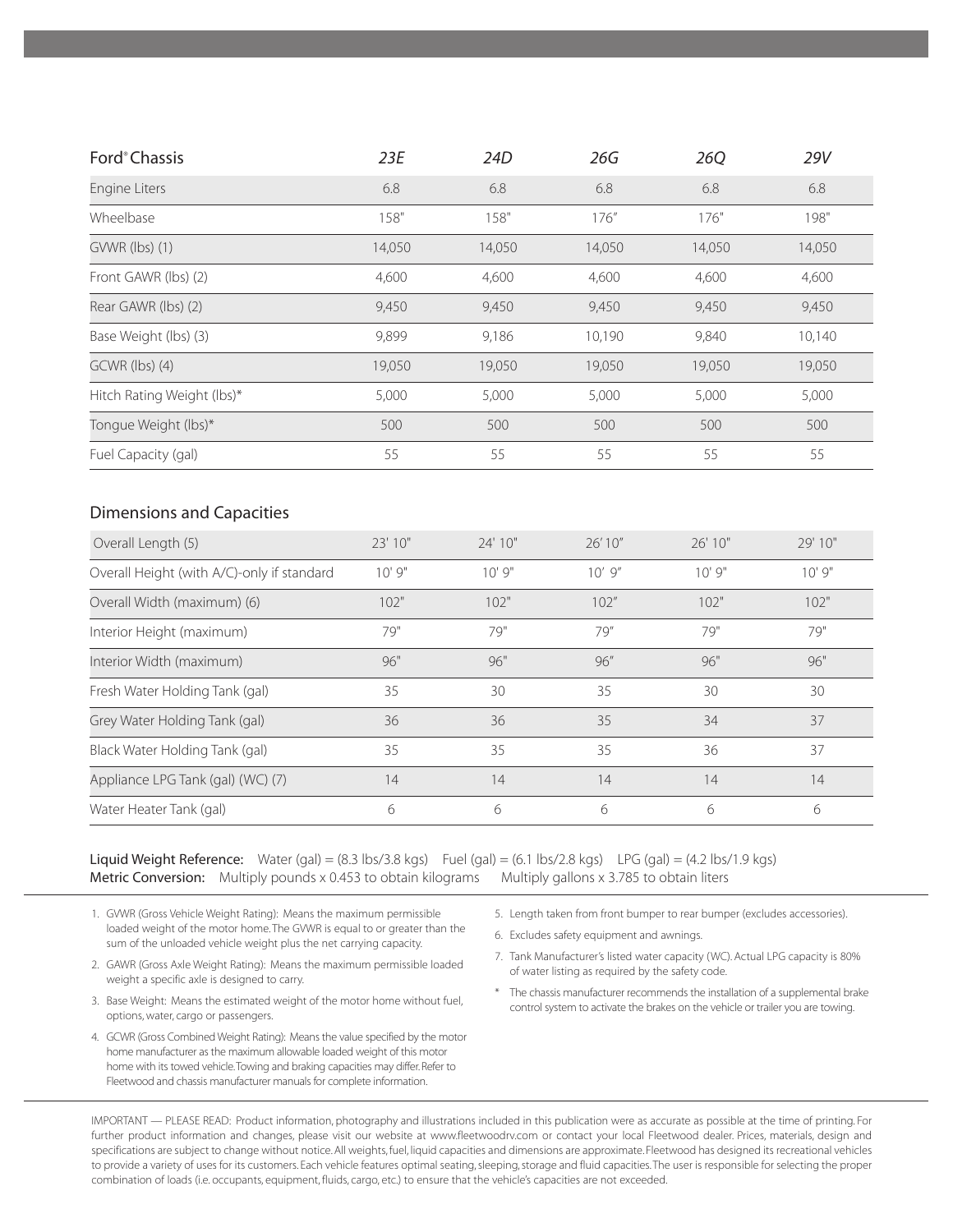| Ford® Chassis | *23E* | *24D* | *26G* | *26Q* | *29V* |
|---|---|---|---|---|---|
| Engine Liters | 6.8 | 6.8 | 6.8 | 6.8 | 6.8 |
| Wheelbase | 158" | 158" | 176" | 176" | 198" |
| GVWR (lbs) (1) | 14,050 | 14,050 | 14,050 | 14,050 | 14,050 |
| Front GAWR (lbs) (2) | 4,600 | 4,600 | 4,600 | 4,600 | 4,600 |
| Rear GAWR (lbs) (2) | 9,450 | 9,450 | 9,450 | 9,450 | 9,450 |
| Base Weight (lbs) (3) | 9,899 | 9,186 | 10,190 | 9,840 | 10,140 |
| GCWR (lbs) (4) | 19,050 | 19,050 | 19,050 | 19,050 | 19,050 |
| Hitch Rating Weight (lbs)* | 5,000 | 5,000 | 5,000 | 5,000 | 5,000 |
| Tongue Weight (lbs)* | 500 | 500 | 500 | 500 | 500 |
| Fuel Capacity (gal) | 55 | 55 | 55 | 55 | 55 |

## Dimensions and Capacities

| | | | | | |
|---|---|---|---|---|---|
| Overall Length (5) | 23' 10" | 24' 10" | 26' 10" | 26' 10" | 29' 10" |
| Overall Height (with A/C)-only if standard | 10' 9" | 10' 9" | 10' 9" | 10' 9" | 10' 9" |
| Overall Width (maximum) (6) | 102" | 102" | 102" | 102" | 102" |
| Interior Height (maximum) | 79" | 79" | 79" | 79" | 79" |
| Interior Width (maximum) | 96" | 96" | 96" | 96" | 96" |
| Fresh Water Holding Tank (gal) | 35 | 30 | 35 | 30 | 30 |
| Grey Water Holding Tank (gal) | 36 | 36 | 35 | 34 | 37 |
| Black Water Holding Tank (gal) | 35 | 35 | 35 | 36 | 37 |
| Appliance LPG Tank (gal) (WC) (7) | 14 | 14 | 14 | 14 | 14 |
| Water Heater Tank (gal) | 6 | 6 | 6 | 6 | 6 |

**Liquid Weight Reference:** Water (gal) = (8.3 lbs/3.8 kgs) Fuel (gal) = (6.1 lbs/2.8 kgs) LPG (gal) = (4.2 lbs/1.9 kgs)
**Metric Conversion:** Multiply pounds x 0.453 to obtain kilograms Multiply gallons x 3.785 to obtain liters

1. GVWR (Gross Vehicle Weight Rating): Means the maximum permissible loaded weight of the motor home. The GVWR is equal to or greater than the sum of the unloaded vehicle weight plus the net carrying capacity.
2. GAWR (Gross Axle Weight Rating): Means the maximum permissible loaded weight a specific axle is designed to carry.
3. Base Weight: Means the estimated weight of the motor home without fuel, options, water, cargo or passengers.
4. GCWR (Gross Combined Weight Rating): Means the value specified by the motor home manufacturer as the maximum allowable loaded weight of this motor home with its towed vehicle. Towing and braking capacities may differ. Refer to Fleetwood and chassis manufacturer manuals for complete information.
5. Length taken from front bumper to rear bumper (excludes accessories).
6. Excludes safety equipment and awnings.
7. Tank Manufacturer's listed water capacity (WC). Actual LPG capacity is 80% of water listing as required by the safety code.

\* The chassis manufacturer recommends the installation of a supplemental brake control system to activate the brakes on the vehicle or trailer you are towing.

IMPORTANT — PLEASE READ: Product information, photography and illustrations included in this publication were as accurate as possible at the time of printing. For further product information and changes, please visit our website at www.fleetwoodrv.com or contact your local Fleetwood dealer. Prices, materials, design and specifications are subject to change without notice. All weights, fuel, liquid capacities and dimensions are approximate. Fleetwood has designed its recreational vehicles to provide a variety of uses for its customers. Each vehicle features optimal seating, sleeping, storage and fluid capacities. The user is responsible for selecting the proper combination of loads (i.e. occupants, equipment, fluids, cargo, etc.) to ensure that the vehicle's capacities are not exceeded.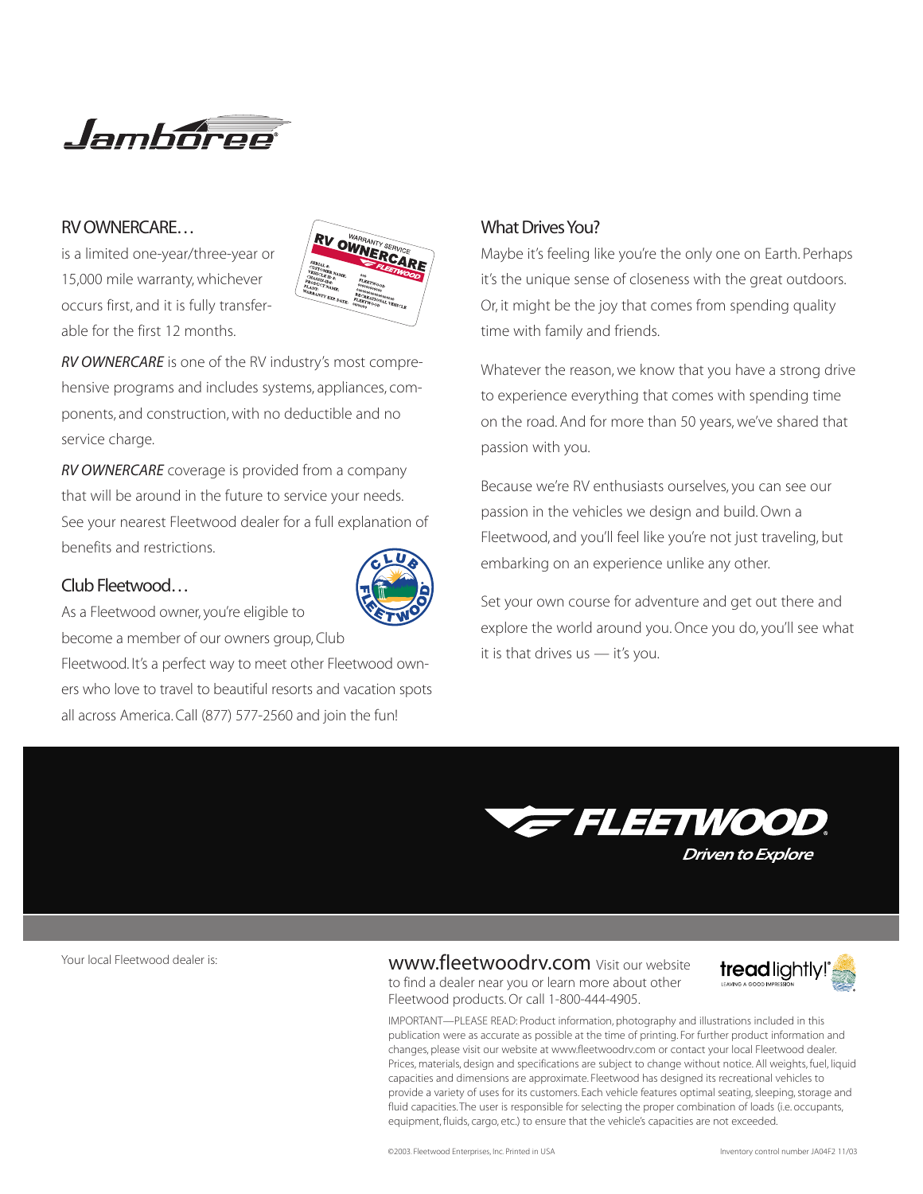# Jamboree

## RV OWNERCARE…

is a limited one-year/three-year or 15,000 mile warranty, whichever occurs first, and it is fully transferable for the first 12 months.

*RV OWNERCARE* is one of the RV industry's most comprehensive programs and includes systems, appliances, components, and construction, with no deductible and no service charge.

*RV OWNERCARE* coverage is provided from a company that will be around in the future to service your needs. See your nearest Fleetwood dealer for a full explanation of benefits and restrictions.

## Club Fleetwood…

As a Fleetwood owner, you're eligible to become a member of our owners group, Club Fleetwood. It's a perfect way to meet other Fleetwood owners who love to travel to beautiful resorts and vacation spots all across America. Call (877) 577-2560 and join the fun!

## What Drives You?

Maybe it's feeling like you're the only one on Earth. Perhaps it's the unique sense of closeness with the great outdoors. Or, it might be the joy that comes from spending quality time with family and friends.

Whatever the reason, we know that you have a strong drive to experience everything that comes with spending time on the road. And for more than 50 years, we've shared that passion with you.

Because we're RV enthusiasts ourselves, you can see our passion in the vehicles we design and build. Own a Fleetwood, and you'll feel like you're not just traveling, but embarking on an experience unlike any other.

Set your own course for adventure and get out there and explore the world around you. Once you do, you'll see what it is that drives us — it's you.

FLEETWOOD
*Driven to Explore*

Your local Fleetwood dealer is:

**www.fleetwoodrv.com** Visit our website to find a dealer near you or learn more about other Fleetwood products. Or call 1-800-444-4905.

tread lightly! LEAVING A GOOD IMPRESSION

IMPORTANT—PLEASE READ: Product information, photography and illustrations included in this publication were as accurate as possible at the time of printing. For further product information and changes, please visit our website at www.fleetwoodrv.com or contact your local Fleetwood dealer. Prices, materials, design and specifications are subject to change without notice. All weights, fuel, liquid capacities and dimensions are approximate. Fleetwood has designed its recreational vehicles to provide a variety of uses for its customers. Each vehicle features optimal seating, sleeping, storage and fluid capacities. The user is responsible for selecting the proper combination of loads (i.e. occupants, equipment, fluids, cargo, etc.) to ensure that the vehicle's capacities are not exceeded.

©2003. Fleetwood Enterprises, Inc. Printed in USA

Inventory control number JA04F2 11/03